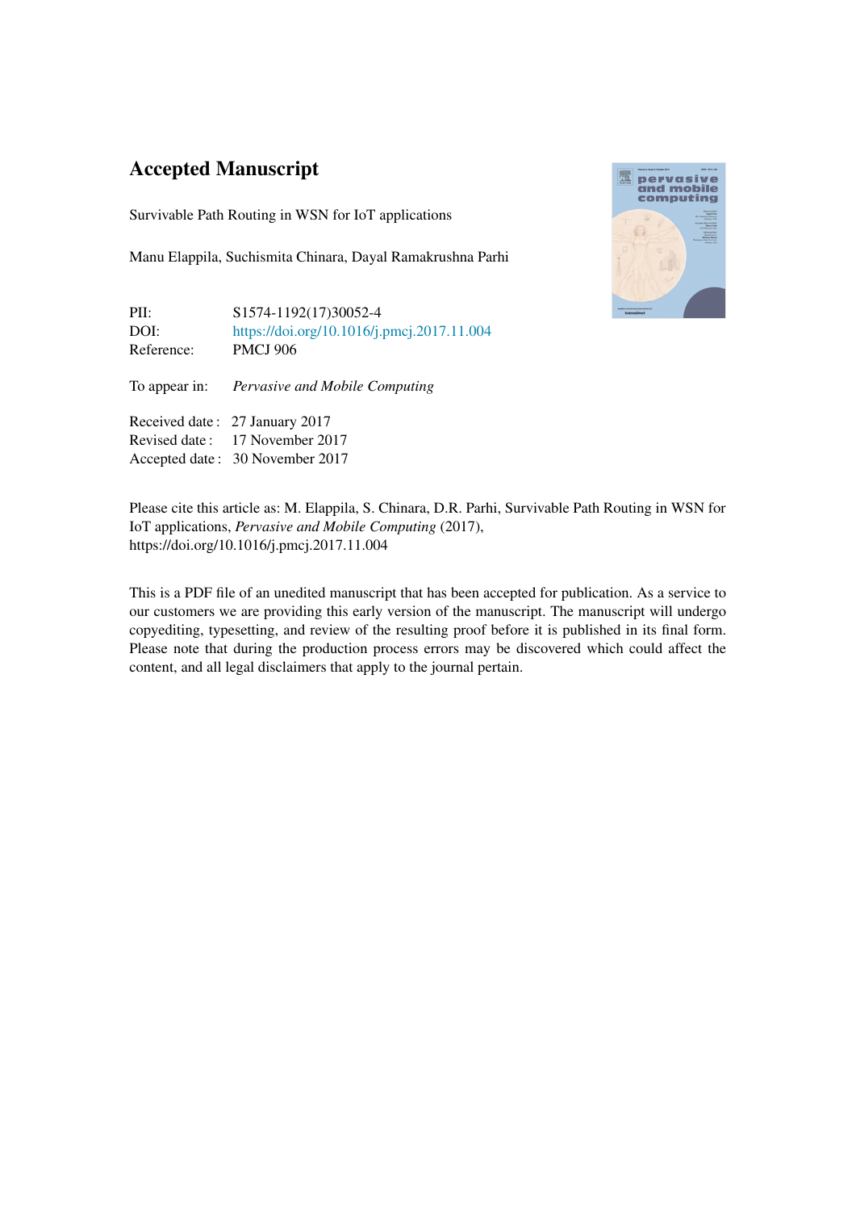# Accepted Manuscript

Survivable Path Routing in WSN for IoT applications

Manu Elappila, Suchismita Chinara, Dayal Ramakrushna Parhi

PII: S1574-1192(17)30052-4
DOI: https://doi.org/10.1016/j.pmcj.2017.11.004
Reference: PMCJ 906

To appear in: *Pervasive and Mobile Computing*

Received date : 27 January 2017
Revised date : 17 November 2017
Accepted date : 30 November 2017

Please cite this article as: M. Elappila, S. Chinara, D.R. Parhi, Survivable Path Routing in WSN for IoT applications, *Pervasive and Mobile Computing* (2017), https://doi.org/10.1016/j.pmcj.2017.11.004

This is a PDF file of an unedited manuscript that has been accepted for publication. As a service to our customers we are providing this early version of the manuscript. The manuscript will undergo copyediting, typesetting, and review of the resulting proof before it is published in its final form. Please note that during the production process errors may be discovered which could affect the content, and all legal disclaimers that apply to the journal pertain.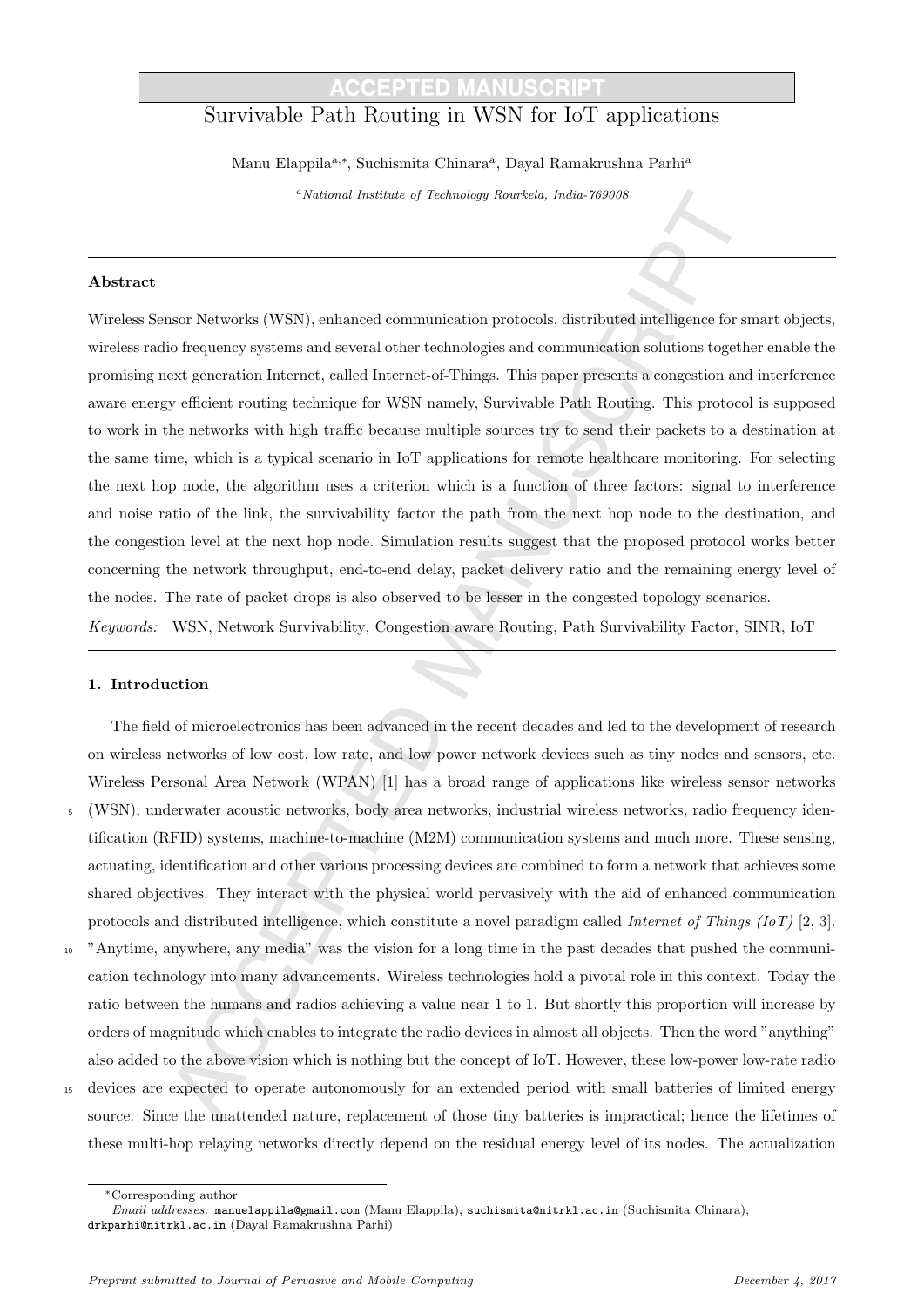# Survivable Path Routing in WSN for IoT applications

Manu Elappila[a,*], Suchismita Chinara[a], Dayal Ramakrushna Parhi[a]

[a]*National Institute of Technology Rourkela, India-769008*

## Abstract

Wireless Sensor Networks (WSN), enhanced communication protocols, distributed intelligence for smart objects, wireless radio frequency systems and several other technologies and communication solutions together enable the promising next generation Internet, called Internet-of-Things. This paper presents a congestion and interference aware energy efficient routing technique for WSN namely, Survivable Path Routing. This protocol is supposed to work in the networks with high traffic because multiple sources try to send their packets to a destination at the same time, which is a typical scenario in IoT applications for remote healthcare monitoring. For selecting the next hop node, the algorithm uses a criterion which is a function of three factors: signal to interference and noise ratio of the link, the survivability factor the path from the next hop node to the destination, and the congestion level at the next hop node. Simulation results suggest that the proposed protocol works better concerning the network throughput, end-to-end delay, packet delivery ratio and the remaining energy level of the nodes. The rate of packet drops is also observed to be lesser in the congested topology scenarios.

*Keywords:* WSN, Network Survivability, Congestion aware Routing, Path Survivability Factor, SINR, IoT

## 1. Introduction

The field of microelectronics has been advanced in the recent decades and led to the development of research on wireless networks of low cost, low rate, and low power network devices such as tiny nodes and sensors, etc. Wireless Personal Area Network (WPAN) [1] has a broad range of applications like wireless sensor networks (WSN), underwater acoustic networks, body area networks, industrial wireless networks, radio frequency identification (RFID) systems, machine-to-machine (M2M) communication systems and much more. These sensing, actuating, identification and other various processing devices are combined to form a network that achieves some shared objectives. They interact with the physical world pervasively with the aid of enhanced communication protocols and distributed intelligence, which constitute a novel paradigm called *Internet of Things (IoT)* [2, 3]. "Anytime, anywhere, any media" was the vision for a long time in the past decades that pushed the communication technology into many advancements. Wireless technologies hold a pivotal role in this context. Today the ratio between the humans and radios achieving a value near 1 to 1. But shortly this proportion will increase by orders of magnitude which enables to integrate the radio devices in almost all objects. Then the word "anything" also added to the above vision which is nothing but the concept of IoT. However, these low-power low-rate radio devices are expected to operate autonomously for an extended period with small batteries of limited energy source. Since the unattended nature, replacement of those tiny batteries is impractical; hence the lifetimes of these multi-hop relaying networks directly depend on the residual energy level of its nodes. The actualization

*Corresponding author

*Email addresses:* manuelappila@gmail.com (Manu Elappila), suchismita@nitrkl.ac.in (Suchismita Chinara), drkparhi@nitrkl.ac.in (Dayal Ramakrushna Parhi)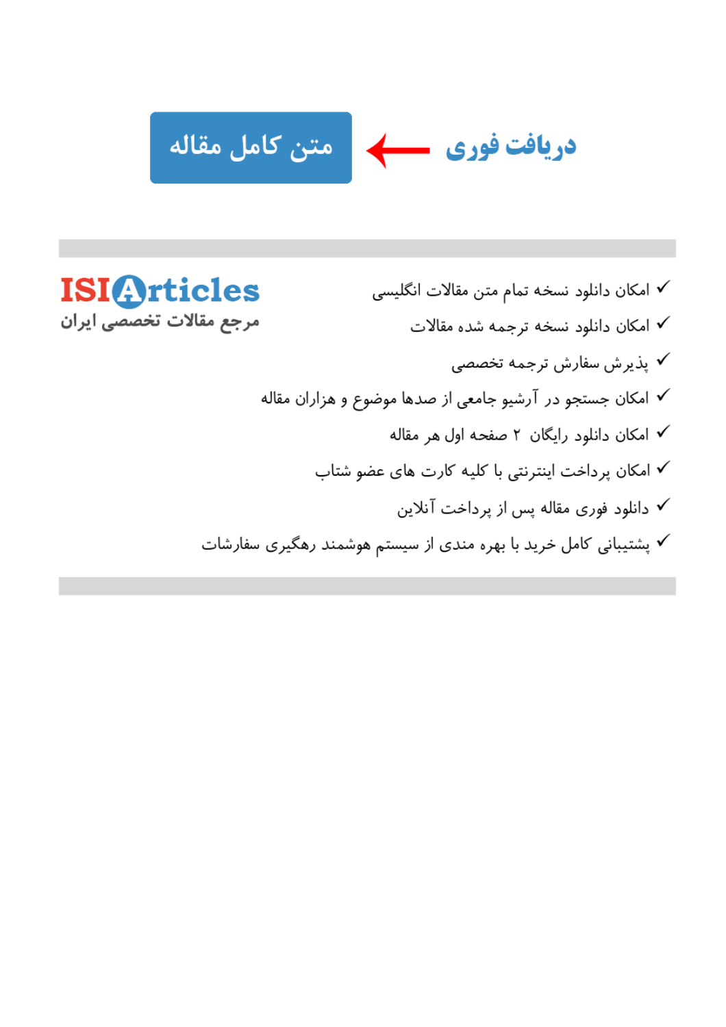دریافت فوری ← متن کامل مقاله

**ISIArticles**
مرجع مقالات تخصصی ایران

- ✓ امکان دانلود نسخه تمام متن مقالات انگلیسی
- ✓ امکان دانلود نسخه ترجمه شده مقالات
- ✓ پذیرش سفارش ترجمه تخصصی
- ✓ امکان جستجو در آرشیو جامعی از صدها موضوع و هزاران مقاله
- ✓ امکان دانلود رایگان ۲ صفحه اول هر مقاله
- ✓ امکان پرداخت اینترنتی با کلیه کارت های عضو شتاب
- ✓ دانلود فوری مقاله پس از پرداخت آنلاین
- ✓ پشتیبانی کامل خرید با بهره مندی از سیستم هوشمند رهگیری سفارشات